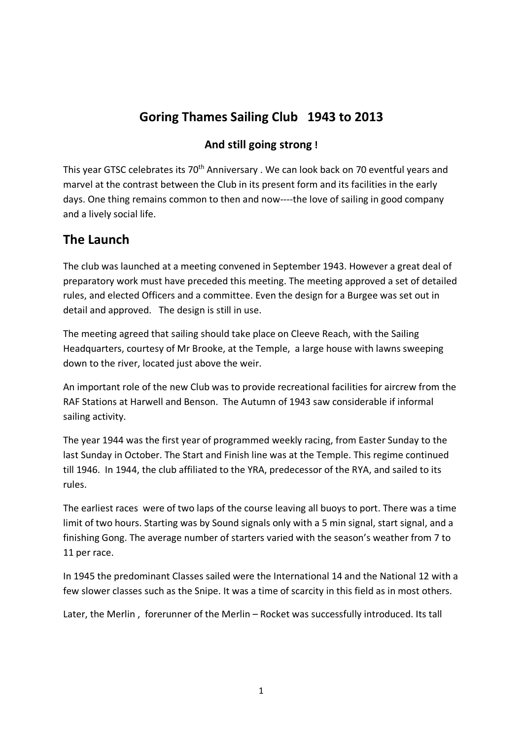# Goring Thames Sailing Club 1943 to 2013

### And still going strong !

This year GTSC celebrates its 70th Anniversary . We can look back on 70 eventful years and marvel at the contrast between the Club in its present form and its facilities in the early days. One thing remains common to then and now----the love of sailing in good company and a lively social life.

## The Launch

The club was launched at a meeting convened in September 1943. However a great deal of preparatory work must have preceded this meeting. The meeting approved a set of detailed rules, and elected Officers and a committee. Even the design for a Burgee was set out in detail and approved. The design is still in use.

The meeting agreed that sailing should take place on Cleeve Reach, with the Sailing Headquarters, courtesy of Mr Brooke, at the Temple, a large house with lawns sweeping down to the river, located just above the weir.

An important role of the new Club was to provide recreational facilities for aircrew from the RAF Stations at Harwell and Benson. The Autumn of 1943 saw considerable if informal sailing activity.

The year 1944 was the first year of programmed weekly racing, from Easter Sunday to the last Sunday in October. The Start and Finish line was at the Temple. This regime continued till 1946. In 1944, the club affiliated to the YRA, predecessor of the RYA, and sailed to its rules.

The earliest races were of two laps of the course leaving all buoys to port. There was a time limit of two hours. Starting was by Sound signals only with a 5 min signal, start signal, and a finishing Gong. The average number of starters varied with the season's weather from 7 to 11 per race.

In 1945 the predominant Classes sailed were the International 14 and the National 12 with a few slower classes such as the Snipe. It was a time of scarcity in this field as in most others.

Later, the Merlin , forerunner of the Merlin – Rocket was successfully introduced. Its tall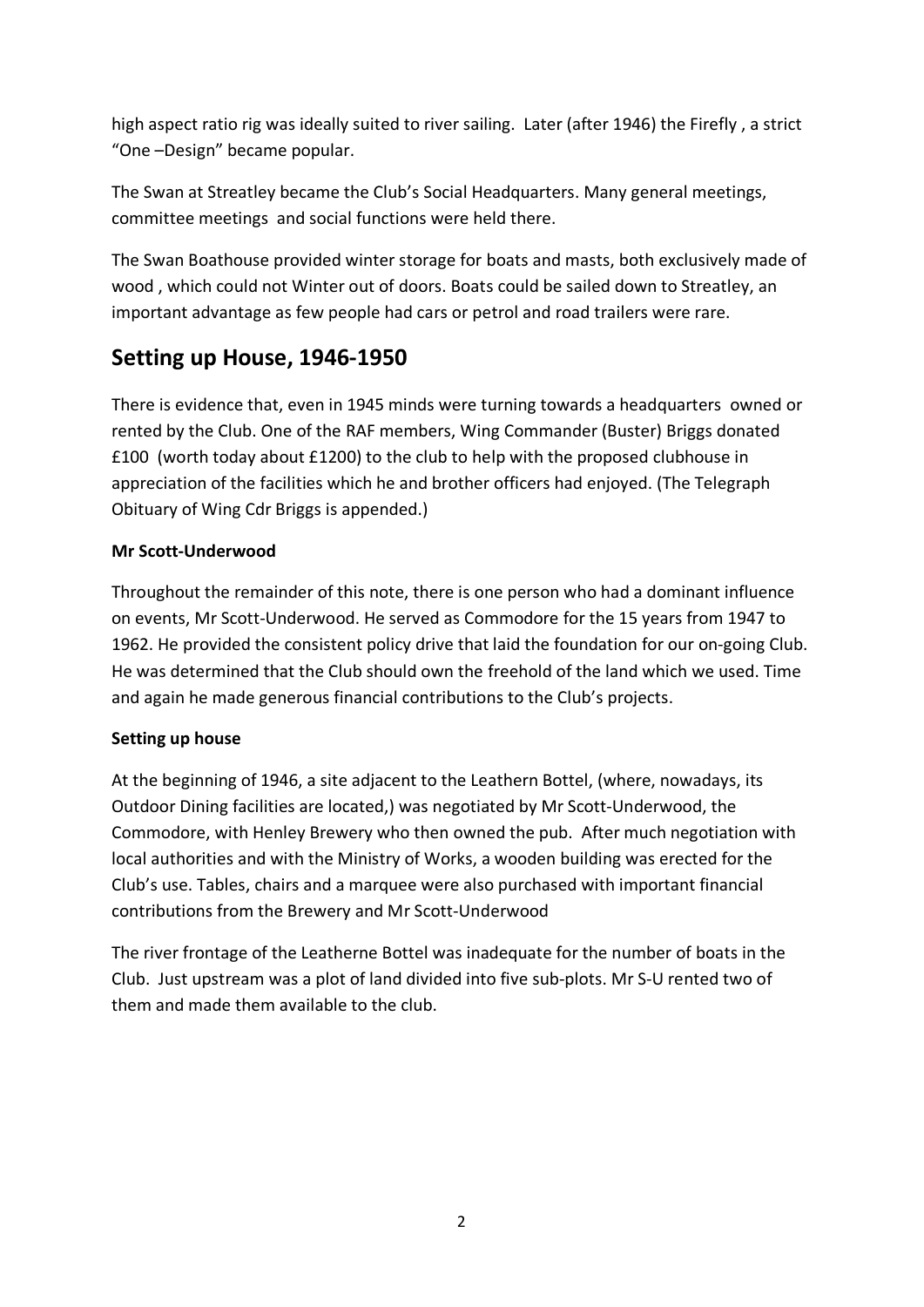high aspect ratio rig was ideally suited to river sailing. Later (after 1946) the Firefly , a strict "One –Design" became popular.

The Swan at Streatley became the Club's Social Headquarters. Many general meetings, committee meetings and social functions were held there.

The Swan Boathouse provided winter storage for boats and masts, both exclusively made of wood , which could not Winter out of doors. Boats could be sailed down to Streatley, an important advantage as few people had cars or petrol and road trailers were rare.

## Setting up House, 1946-1950

There is evidence that, even in 1945 minds were turning towards a headquarters owned or rented by the Club. One of the RAF members, Wing Commander (Buster) Briggs donated £100 (worth today about £1200) to the club to help with the proposed clubhouse in appreciation of the facilities which he and brother officers had enjoyed. (The Telegraph Obituary of Wing Cdr Briggs is appended.)

**Mr Scott-Underwood**

Throughout the remainder of this note, there is one person who had a dominant influence on events, Mr Scott-Underwood. He served as Commodore for the 15 years from 1947 to 1962. He provided the consistent policy drive that laid the foundation for our on-going Club. He was determined that the Club should own the freehold of the land which we used. Time and again he made generous financial contributions to the Club's projects.

**Setting up house**

At the beginning of 1946, a site adjacent to the Leathern Bottel, (where, nowadays, its Outdoor Dining facilities are located,) was negotiated by Mr Scott-Underwood, the Commodore, with Henley Brewery who then owned the pub. After much negotiation with local authorities and with the Ministry of Works, a wooden building was erected for the Club's use. Tables, chairs and a marquee were also purchased with important financial contributions from the Brewery and Mr Scott-Underwood

The river frontage of the Leatherne Bottel was inadequate for the number of boats in the Club. Just upstream was a plot of land divided into five sub-plots. Mr S-U rented two of them and made them available to the club.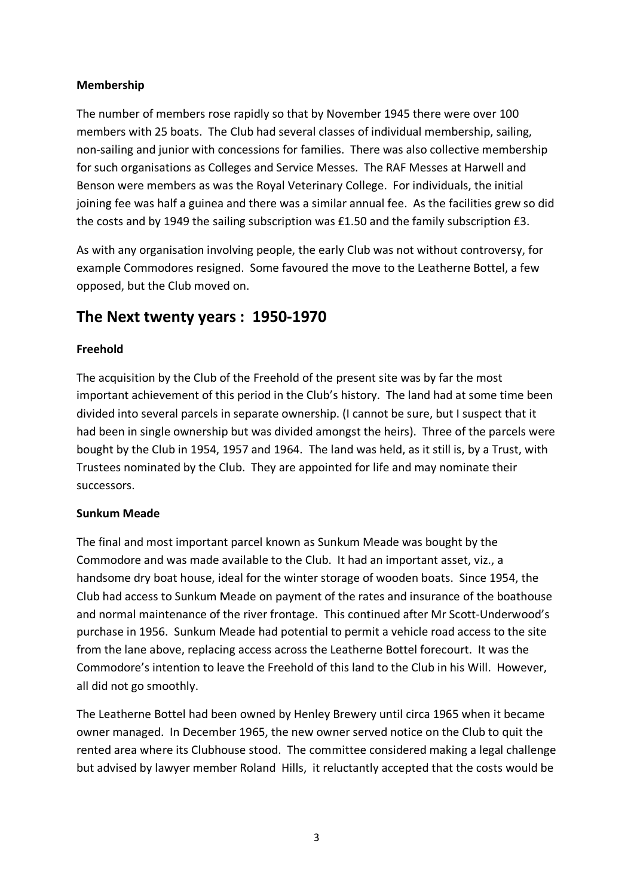**Membership**

The number of members rose rapidly so that by November 1945 there were over 100 members with 25 boats. The Club had several classes of individual membership, sailing, non-sailing and junior with concessions for families. There was also collective membership for such organisations as Colleges and Service Messes. The RAF Messes at Harwell and Benson were members as was the Royal Veterinary College. For individuals, the initial joining fee was half a guinea and there was a similar annual fee. As the facilities grew so did the costs and by 1949 the sailing subscription was £1.50 and the family subscription £3.

As with any organisation involving people, the early Club was not without controversy, for example Commodores resigned. Some favoured the move to the Leatherne Bottel, a few opposed, but the Club moved on.

## The Next twenty years : 1950-1970

**Freehold**

The acquisition by the Club of the Freehold of the present site was by far the most important achievement of this period in the Club's history. The land had at some time been divided into several parcels in separate ownership. (I cannot be sure, but I suspect that it had been in single ownership but was divided amongst the heirs). Three of the parcels were bought by the Club in 1954, 1957 and 1964. The land was held, as it still is, by a Trust, with Trustees nominated by the Club. They are appointed for life and may nominate their successors.

**Sunkum Meade**

The final and most important parcel known as Sunkum Meade was bought by the Commodore and was made available to the Club. It had an important asset, viz., a handsome dry boat house, ideal for the winter storage of wooden boats. Since 1954, the Club had access to Sunkum Meade on payment of the rates and insurance of the boathouse and normal maintenance of the river frontage. This continued after Mr Scott-Underwood's purchase in 1956. Sunkum Meade had potential to permit a vehicle road access to the site from the lane above, replacing access across the Leatherne Bottel forecourt. It was the Commodore's intention to leave the Freehold of this land to the Club in his Will. However, all did not go smoothly.

The Leatherne Bottel had been owned by Henley Brewery until circa 1965 when it became owner managed. In December 1965, the new owner served notice on the Club to quit the rented area where its Clubhouse stood. The committee considered making a legal challenge but advised by lawyer member Roland Hills, it reluctantly accepted that the costs would be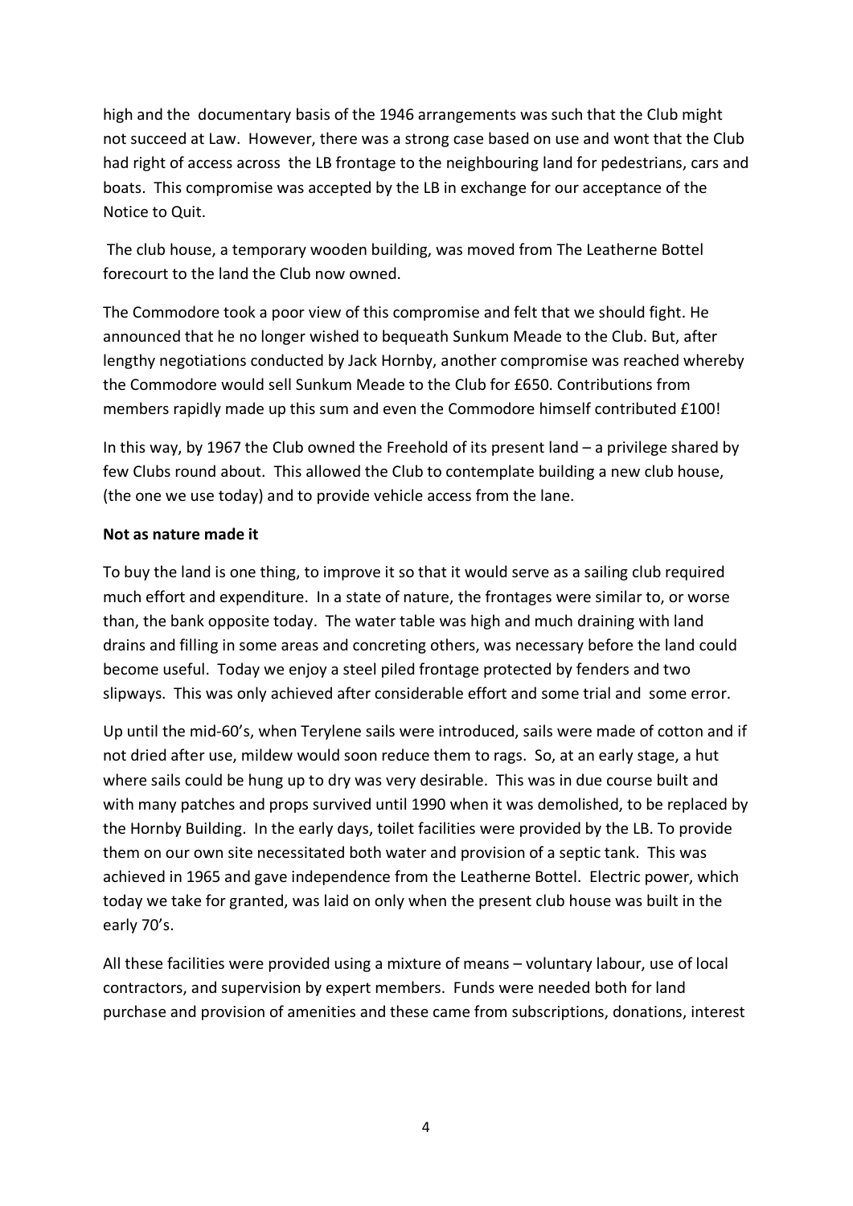high and the documentary basis of the 1946 arrangements was such that the Club might not succeed at Law. However, there was a strong case based on use and wont that the Club had right of access across the LB frontage to the neighbouring land for pedestrians, cars and boats. This compromise was accepted by the LB in exchange for our acceptance of the Notice to Quit.

The club house, a temporary wooden building, was moved from The Leatherne Bottel forecourt to the land the Club now owned.

The Commodore took a poor view of this compromise and felt that we should fight. He announced that he no longer wished to bequeath Sunkum Meade to the Club. But, after lengthy negotiations conducted by Jack Hornby, another compromise was reached whereby the Commodore would sell Sunkum Meade to the Club for £650. Contributions from members rapidly made up this sum and even the Commodore himself contributed £100!

In this way, by 1967 the Club owned the Freehold of its present land – a privilege shared by few Clubs round about. This allowed the Club to contemplate building a new club house, (the one we use today) and to provide vehicle access from the lane.

**Not as nature made it**

To buy the land is one thing, to improve it so that it would serve as a sailing club required much effort and expenditure. In a state of nature, the frontages were similar to, or worse than, the bank opposite today. The water table was high and much draining with land drains and filling in some areas and concreting others, was necessary before the land could become useful. Today we enjoy a steel piled frontage protected by fenders and two slipways. This was only achieved after considerable effort and some trial and some error.

Up until the mid-60's, when Terylene sails were introduced, sails were made of cotton and if not dried after use, mildew would soon reduce them to rags. So, at an early stage, a hut where sails could be hung up to dry was very desirable. This was in due course built and with many patches and props survived until 1990 when it was demolished, to be replaced by the Hornby Building. In the early days, toilet facilities were provided by the LB. To provide them on our own site necessitated both water and provision of a septic tank. This was achieved in 1965 and gave independence from the Leatherne Bottel. Electric power, which today we take for granted, was laid on only when the present club house was built in the early 70's.

All these facilities were provided using a mixture of means – voluntary labour, use of local contractors, and supervision by expert members. Funds were needed both for land purchase and provision of amenities and these came from subscriptions, donations, interest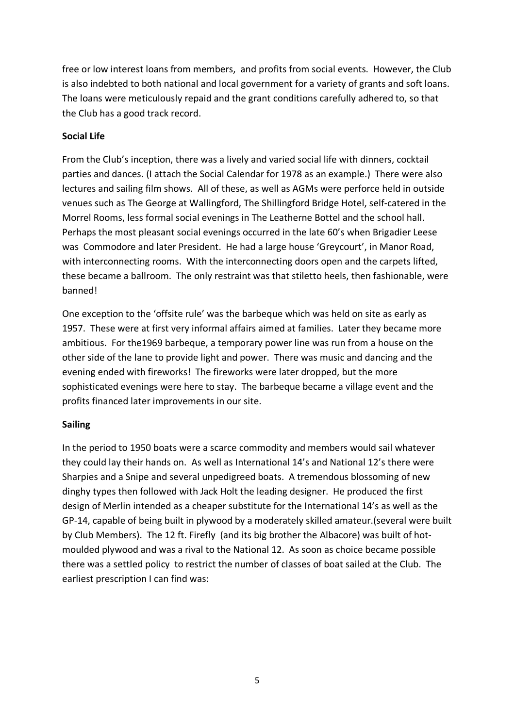free or low interest loans from members, and profits from social events. However, the Club is also indebted to both national and local government for a variety of grants and soft loans. The loans were meticulously repaid and the grant conditions carefully adhered to, so that the Club has a good track record.

**Social Life**

From the Club's inception, there was a lively and varied social life with dinners, cocktail parties and dances. (I attach the Social Calendar for 1978 as an example.) There were also lectures and sailing film shows. All of these, as well as AGMs were perforce held in outside venues such as The George at Wallingford, The Shillingford Bridge Hotel, self-catered in the Morrel Rooms, less formal social evenings in The Leatherne Bottel and the school hall. Perhaps the most pleasant social evenings occurred in the late 60's when Brigadier Leese was Commodore and later President. He had a large house 'Greycourt', in Manor Road, with interconnecting rooms. With the interconnecting doors open and the carpets lifted, these became a ballroom. The only restraint was that stiletto heels, then fashionable, were banned!

One exception to the 'offsite rule' was the barbeque which was held on site as early as 1957. These were at first very informal affairs aimed at families. Later they became more ambitious. For the1969 barbeque, a temporary power line was run from a house on the other side of the lane to provide light and power. There was music and dancing and the evening ended with fireworks! The fireworks were later dropped, but the more sophisticated evenings were here to stay. The barbeque became a village event and the profits financed later improvements in our site.

**Sailing**

In the period to 1950 boats were a scarce commodity and members would sail whatever they could lay their hands on. As well as International 14's and National 12's there were Sharpies and a Snipe and several unpedigreed boats. A tremendous blossoming of new dinghy types then followed with Jack Holt the leading designer. He produced the first design of Merlin intended as a cheaper substitute for the International 14's as well as the GP-14, capable of being built in plywood by a moderately skilled amateur.(several were built by Club Members). The 12 ft. Firefly (and its big brother the Albacore) was built of hot-moulded plywood and was a rival to the National 12. As soon as choice became possible there was a settled policy to restrict the number of classes of boat sailed at the Club. The earliest prescription I can find was: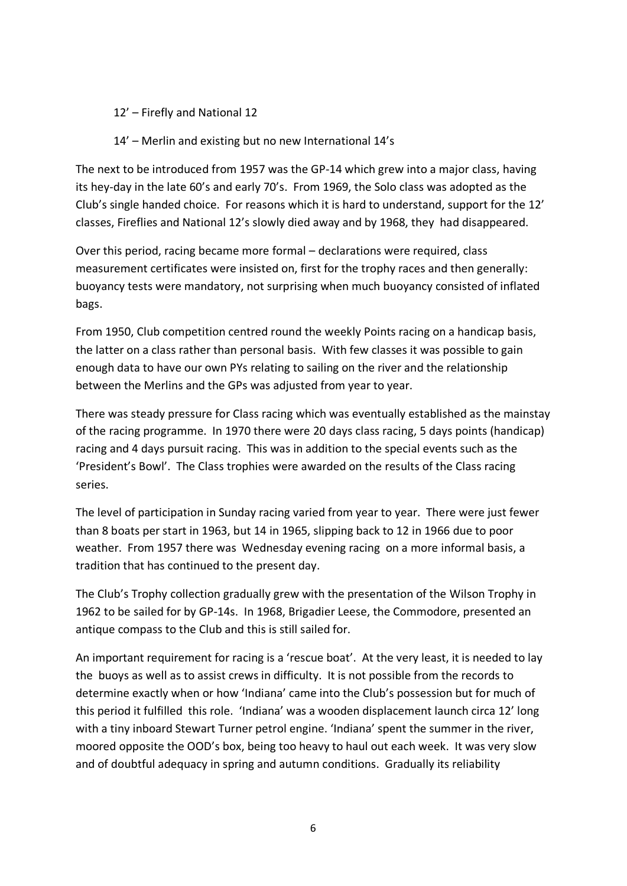12’ – Firefly and National 12

14’ – Merlin and existing but no new International 14’s

The next to be introduced from 1957 was the GP-14 which grew into a major class, having its hey-day in the late 60’s and early 70’s. From 1969, the Solo class was adopted as the Club’s single handed choice. For reasons which it is hard to understand, support for the 12’ classes, Fireflies and National 12’s slowly died away and by 1968, they had disappeared.

Over this period, racing became more formal – declarations were required, class measurement certificates were insisted on, first for the trophy races and then generally: buoyancy tests were mandatory, not surprising when much buoyancy consisted of inflated bags.

From 1950, Club competition centred round the weekly Points racing on a handicap basis, the latter on a class rather than personal basis. With few classes it was possible to gain enough data to have our own PYs relating to sailing on the river and the relationship between the Merlins and the GPs was adjusted from year to year.

There was steady pressure for Class racing which was eventually established as the mainstay of the racing programme. In 1970 there were 20 days class racing, 5 days points (handicap) racing and 4 days pursuit racing. This was in addition to the special events such as the ‘President’s Bowl’. The Class trophies were awarded on the results of the Class racing series.

The level of participation in Sunday racing varied from year to year. There were just fewer than 8 boats per start in 1963, but 14 in 1965, slipping back to 12 in 1966 due to poor weather. From 1957 there was Wednesday evening racing on a more informal basis, a tradition that has continued to the present day.

The Club’s Trophy collection gradually grew with the presentation of the Wilson Trophy in 1962 to be sailed for by GP-14s. In 1968, Brigadier Leese, the Commodore, presented an antique compass to the Club and this is still sailed for.

An important requirement for racing is a ‘rescue boat’. At the very least, it is needed to lay the buoys as well as to assist crews in difficulty. It is not possible from the records to determine exactly when or how ‘Indiana’ came into the Club’s possession but for much of this period it fulfilled this role. ‘Indiana’ was a wooden displacement launch circa 12’ long with a tiny inboard Stewart Turner petrol engine. ‘Indiana’ spent the summer in the river, moored opposite the OOD’s box, being too heavy to haul out each week. It was very slow and of doubtful adequacy in spring and autumn conditions. Gradually its reliability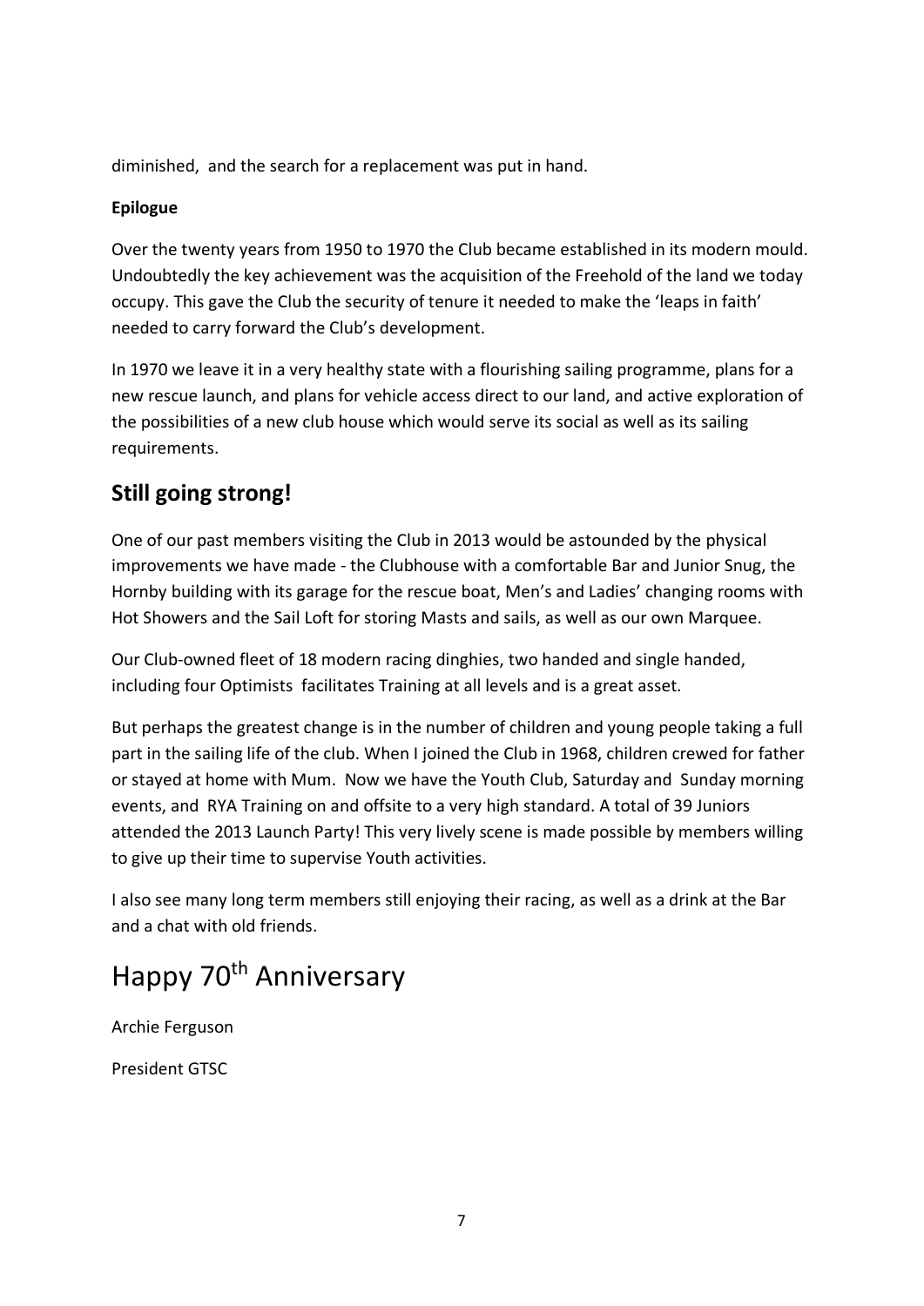diminished, and the search for a replacement was put in hand.

**Epilogue**

Over the twenty years from 1950 to 1970 the Club became established in its modern mould. Undoubtedly the key achievement was the acquisition of the Freehold of the land we today occupy. This gave the Club the security of tenure it needed to make the 'leaps in faith' needed to carry forward the Club's development.

In 1970 we leave it in a very healthy state with a flourishing sailing programme, plans for a new rescue launch, and plans for vehicle access direct to our land, and active exploration of the possibilities of a new club house which would serve its social as well as its sailing requirements.

## Still going strong!

One of our past members visiting the Club in 2013 would be astounded by the physical improvements we have made - the Clubhouse with a comfortable Bar and Junior Snug, the Hornby building with its garage for the rescue boat, Men's and Ladies' changing rooms with Hot Showers and the Sail Loft for storing Masts and sails, as well as our own Marquee.

Our Club-owned fleet of 18 modern racing dinghies, two handed and single handed, including four Optimists facilitates Training at all levels and is a great asset.

But perhaps the greatest change is in the number of children and young people taking a full part in the sailing life of the club. When I joined the Club in 1968, children crewed for father or stayed at home with Mum. Now we have the Youth Club, Saturday and Sunday morning events, and RYA Training on and offsite to a very high standard. A total of 39 Juniors attended the 2013 Launch Party! This very lively scene is made possible by members willing to give up their time to supervise Youth activities.

I also see many long term members still enjoying their racing, as well as a drink at the Bar and a chat with old friends.

# Happy 70th Anniversary

Archie Ferguson

President GTSC